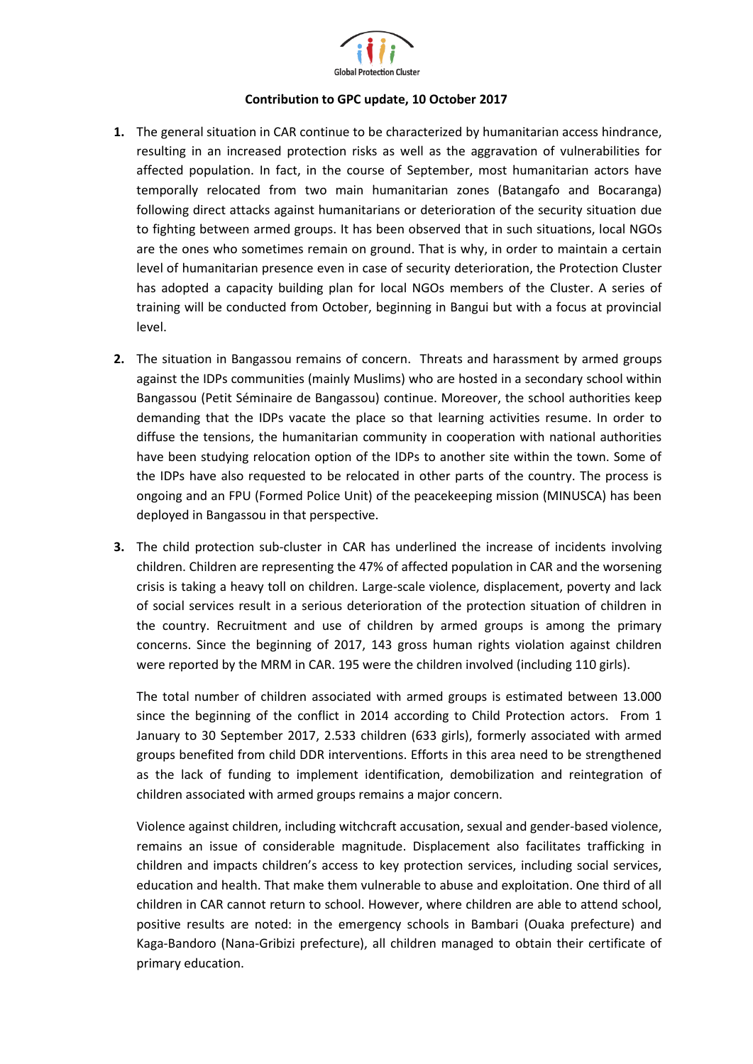Global Protection Cluster

**Contribution to GPC update, 10 October 2017**

1. The general situation in CAR continue to be characterized by humanitarian access hindrance, resulting in an increased protection risks as well as the aggravation of vulnerabilities for affected population. In fact, in the course of September, most humanitarian actors have temporally relocated from two main humanitarian zones (Batangafo and Bocaranga) following direct attacks against humanitarians or deterioration of the security situation due to fighting between armed groups. It has been observed that in such situations, local NGOs are the ones who sometimes remain on ground. That is why, in order to maintain a certain level of humanitarian presence even in case of security deterioration, the Protection Cluster has adopted a capacity building plan for local NGOs members of the Cluster. A series of training will be conducted from October, beginning in Bangui but with a focus at provincial level.

2. The situation in Bangassou remains of concern. Threats and harassment by armed groups against the IDPs communities (mainly Muslims) who are hosted in a secondary school within Bangassou (Petit Séminaire de Bangassou) continue. Moreover, the school authorities keep demanding that the IDPs vacate the place so that learning activities resume. In order to diffuse the tensions, the humanitarian community in cooperation with national authorities have been studying relocation option of the IDPs to another site within the town. Some of the IDPs have also requested to be relocated in other parts of the country. The process is ongoing and an FPU (Formed Police Unit) of the peacekeeping mission (MINUSCA) has been deployed in Bangassou in that perspective.

3. The child protection sub-cluster in CAR has underlined the increase of incidents involving children. Children are representing the 47% of affected population in CAR and the worsening crisis is taking a heavy toll on children. Large-scale violence, displacement, poverty and lack of social services result in a serious deterioration of the protection situation of children in the country. Recruitment and use of children by armed groups is among the primary concerns. Since the beginning of 2017, 143 gross human rights violation against children were reported by the MRM in CAR. 195 were the children involved (including 110 girls).

   The total number of children associated with armed groups is estimated between 13.000 since the beginning of the conflict in 2014 according to Child Protection actors. From 1 January to 30 September 2017, 2.533 children (633 girls), formerly associated with armed groups benefited from child DDR interventions. Efforts in this area need to be strengthened as the lack of funding to implement identification, demobilization and reintegration of children associated with armed groups remains a major concern.

   Violence against children, including witchcraft accusation, sexual and gender-based violence, remains an issue of considerable magnitude. Displacement also facilitates trafficking in children and impacts children's access to key protection services, including social services, education and health. That make them vulnerable to abuse and exploitation. One third of all children in CAR cannot return to school. However, where children are able to attend school, positive results are noted: in the emergency schools in Bambari (Ouaka prefecture) and Kaga-Bandoro (Nana-Gribizi prefecture), all children managed to obtain their certificate of primary education.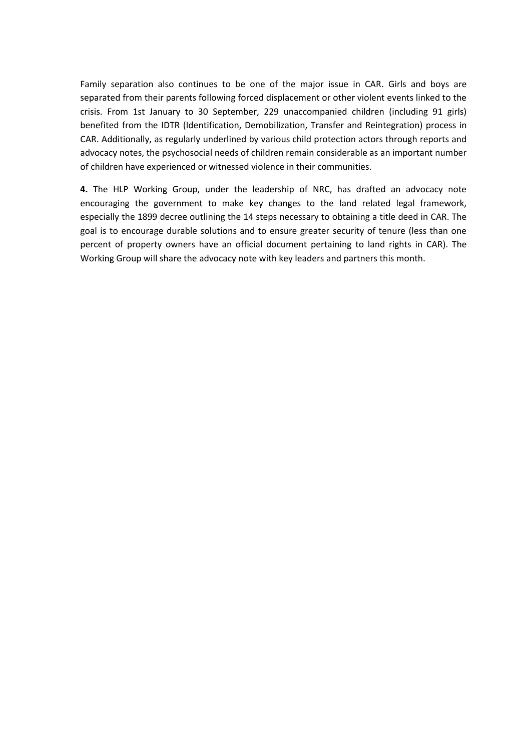Family separation also continues to be one of the major issue in CAR. Girls and boys are separated from their parents following forced displacement or other violent events linked to the crisis. From 1st January to 30 September, 229 unaccompanied children (including 91 girls) benefited from the IDTR (Identification, Demobilization, Transfer and Reintegration) process in CAR. Additionally, as regularly underlined by various child protection actors through reports and advocacy notes, the psychosocial needs of children remain considerable as an important number of children have experienced or witnessed violence in their communities.

**4.** The HLP Working Group, under the leadership of NRC, has drafted an advocacy note encouraging the government to make key changes to the land related legal framework, especially the 1899 decree outlining the 14 steps necessary to obtaining a title deed in CAR. The goal is to encourage durable solutions and to ensure greater security of tenure (less than one percent of property owners have an official document pertaining to land rights in CAR). The Working Group will share the advocacy note with key leaders and partners this month.